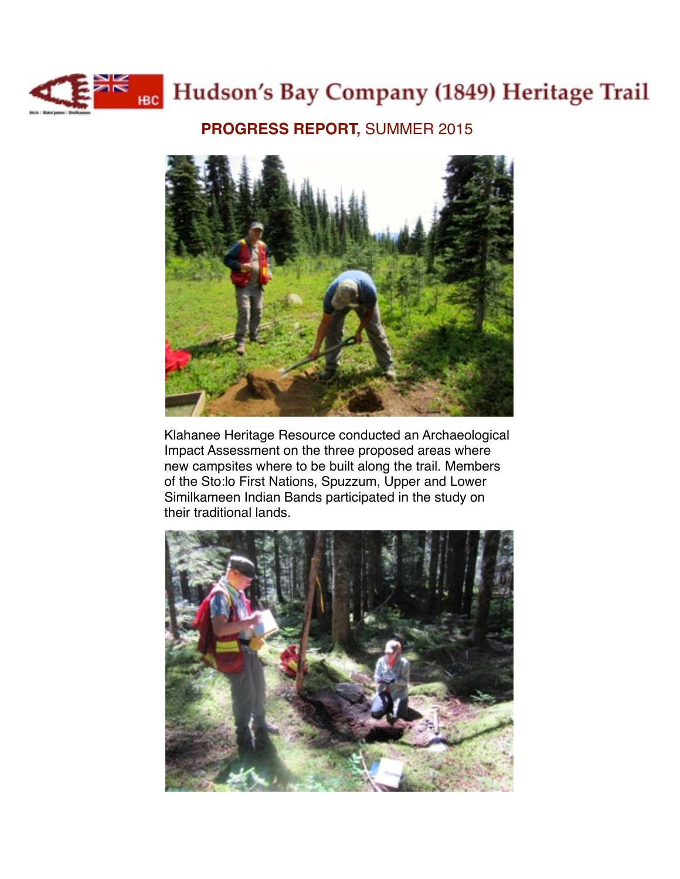# Hudson's Bay Company (1849) Heritage Trail

## **PROGRESS REPORT,** SUMMER 2015

Klahanee Heritage Resource conducted an Archaeological Impact Assessment on the three proposed areas where new campsites where to be built along the trail. Members of the Sto:lo First Nations, Spuzzum, Upper and Lower Similkameen Indian Bands participated in the study on their traditional lands.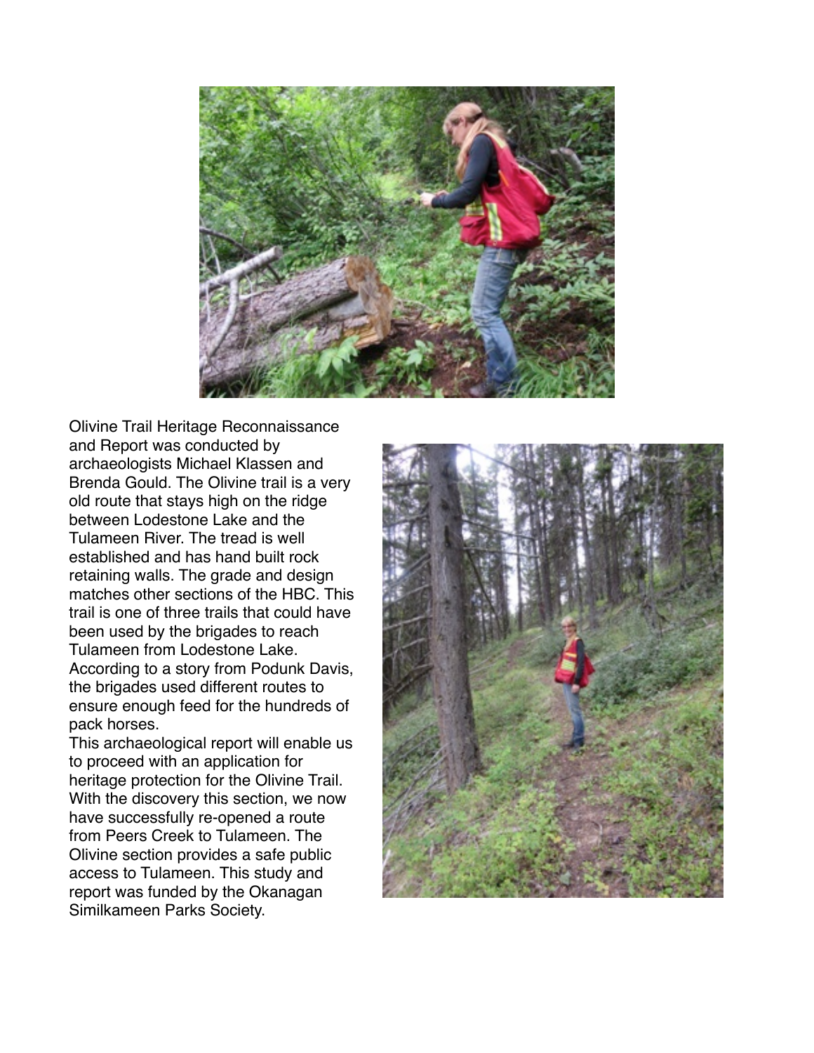Olivine Trail Heritage Reconnaissance and Report was conducted by archaeologists Michael Klassen and Brenda Gould. The Olivine trail is a very old route that stays high on the ridge between Lodestone Lake and the Tulameen River. The tread is well established and has hand built rock retaining walls. The grade and design matches other sections of the HBC. This trail is one of three trails that could have been used by the brigades to reach Tulameen from Lodestone Lake. According to a story from Podunk Davis, the brigades used different routes to ensure enough feed for the hundreds of pack horses.

This archaeological report will enable us to proceed with an application for heritage protection for the Olivine Trail. With the discovery this section, we now have successfully re-opened a route from Peers Creek to Tulameen. The Olivine section provides a safe public access to Tulameen. This study and report was funded by the Okanagan Similkameen Parks Society.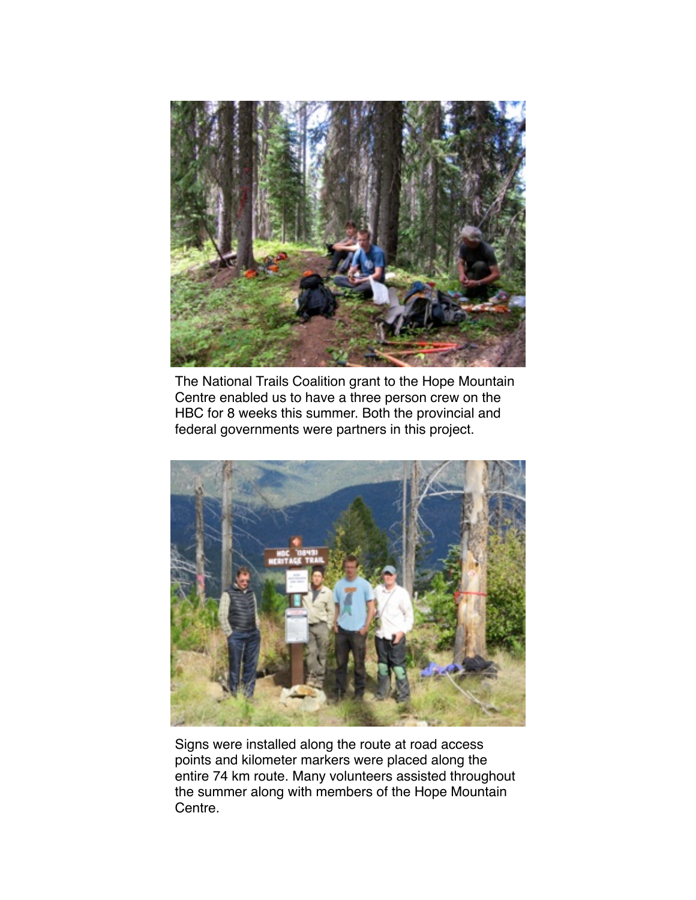The National Trails Coalition grant to the Hope Mountain Centre enabled us to have a three person crew on the HBC for 8 weeks this summer. Both the provincial and federal governments were partners in this project.

Signs were installed along the route at road access points and kilometer markers were placed along the entire 74 km route. Many volunteers assisted throughout the summer along with members of the Hope Mountain Centre.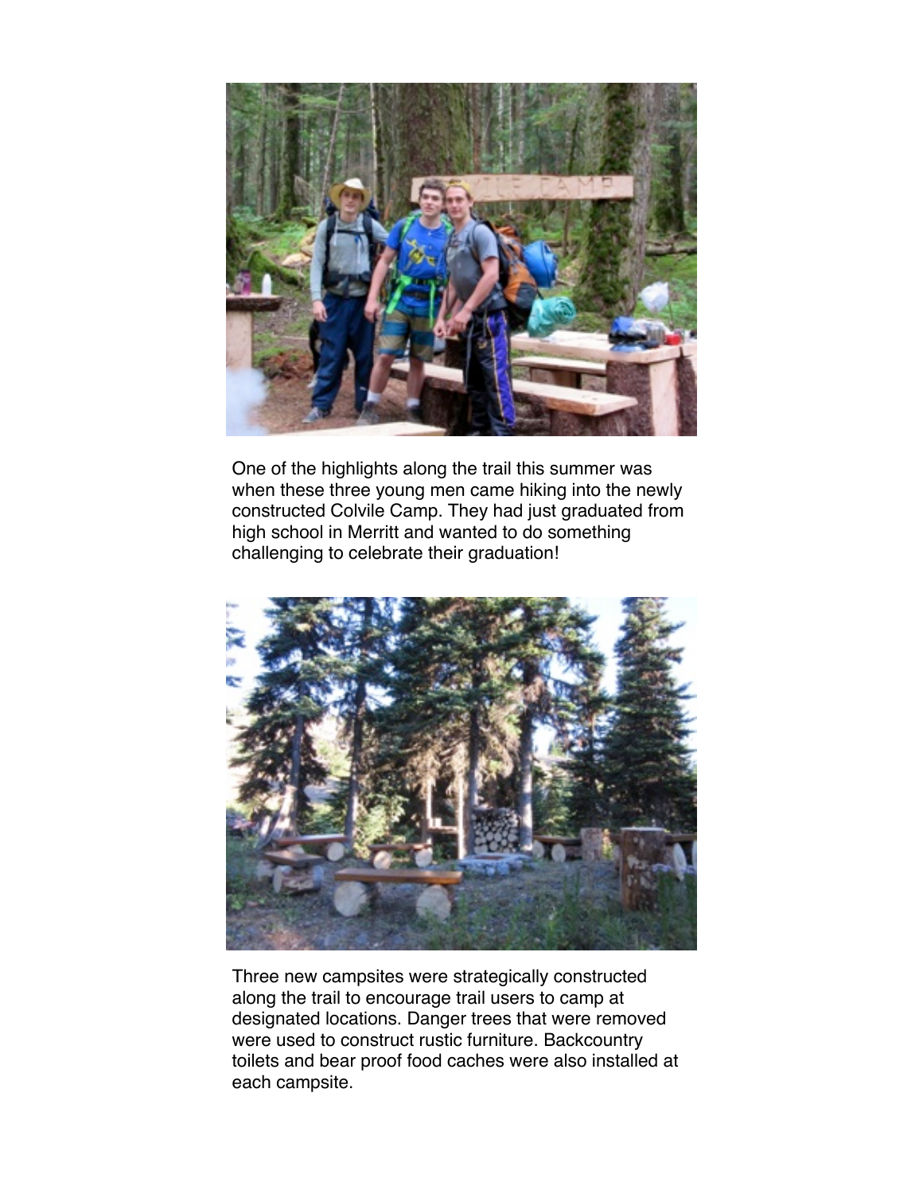One of the highlights along the trail this summer was when these three young men came hiking into the newly constructed Colvile Camp. They had just graduated from high school in Merritt and wanted to do something challenging to celebrate their graduation!

Three new campsites were strategically constructed along the trail to encourage trail users to camp at designated locations. Danger trees that were removed were used to construct rustic furniture. Backcountry toilets and bear proof food caches were also installed at each campsite.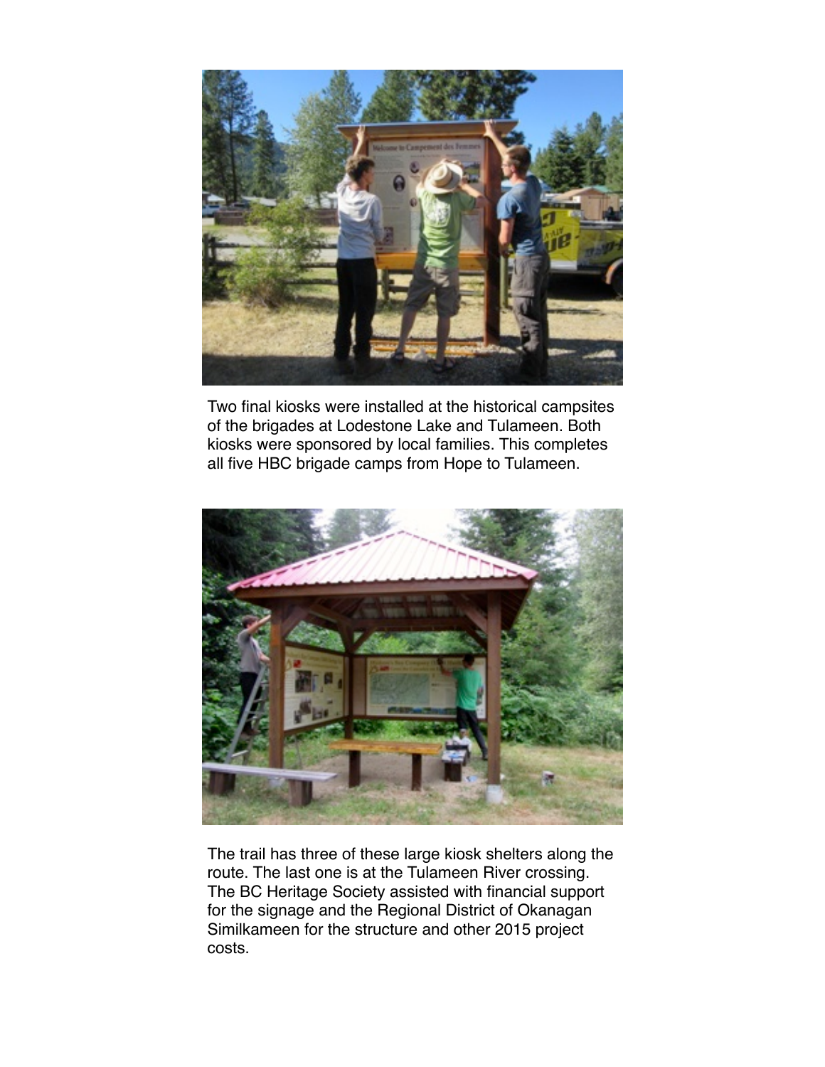Two final kiosks were installed at the historical campsites of the brigades at Lodestone Lake and Tulameen. Both kiosks were sponsored by local families. This completes all five HBC brigade camps from Hope to Tulameen.

The trail has three of these large kiosk shelters along the route. The last one is at the Tulameen River crossing. The BC Heritage Society assisted with financial support for the signage and the Regional District of Okanagan Similkameen for the structure and other 2015 project costs.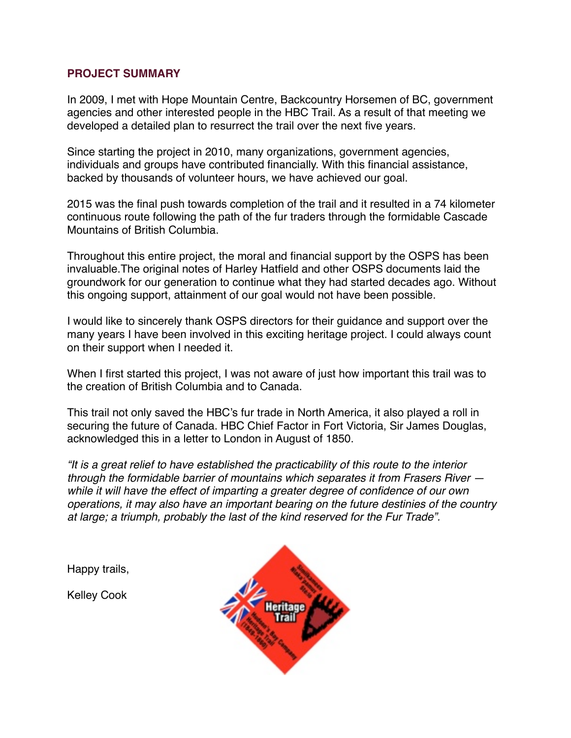## PROJECT SUMMARY

In 2009, I met with Hope Mountain Centre, Backcountry Horsemen of BC, government agencies and other interested people in the HBC Trail. As a result of that meeting we developed a detailed plan to resurrect the trail over the next five years.

Since starting the project in 2010, many organizations, government agencies, individuals and groups have contributed financially. With this financial assistance, backed by thousands of volunteer hours, we have achieved our goal.

2015 was the final push towards completion of the trail and it resulted in a 74 kilometer continuous route following the path of the fur traders through the formidable Cascade Mountains of British Columbia.

Throughout this entire project, the moral and financial support by the OSPS has been invaluable.The original notes of Harley Hatfield and other OSPS documents laid the groundwork for our generation to continue what they had started decades ago. Without this ongoing support, attainment of our goal would not have been possible.

I would like to sincerely thank OSPS directors for their guidance and support over the many years I have been involved in this exciting heritage project. I could always count on their support when I needed it.

When I first started this project, I was not aware of just how important this trail was to the creation of British Columbia and to Canada.

This trail not only saved the HBC's fur trade in North America, it also played a roll in securing the future of Canada. HBC Chief Factor in Fort Victoria, Sir James Douglas, acknowledged this in a letter to London in August of 1850.

*"It is a great relief to have established the practicability of this route to the interior through the formidable barrier of mountains which separates it from Frasers River — while it will have the effect of imparting a greater degree of confidence of our own operations, it may also have an important bearing on the future destinies of the country at large; a triumph, probably the last of the kind reserved for the Fur Trade".*

Happy trails,

Kelley Cook